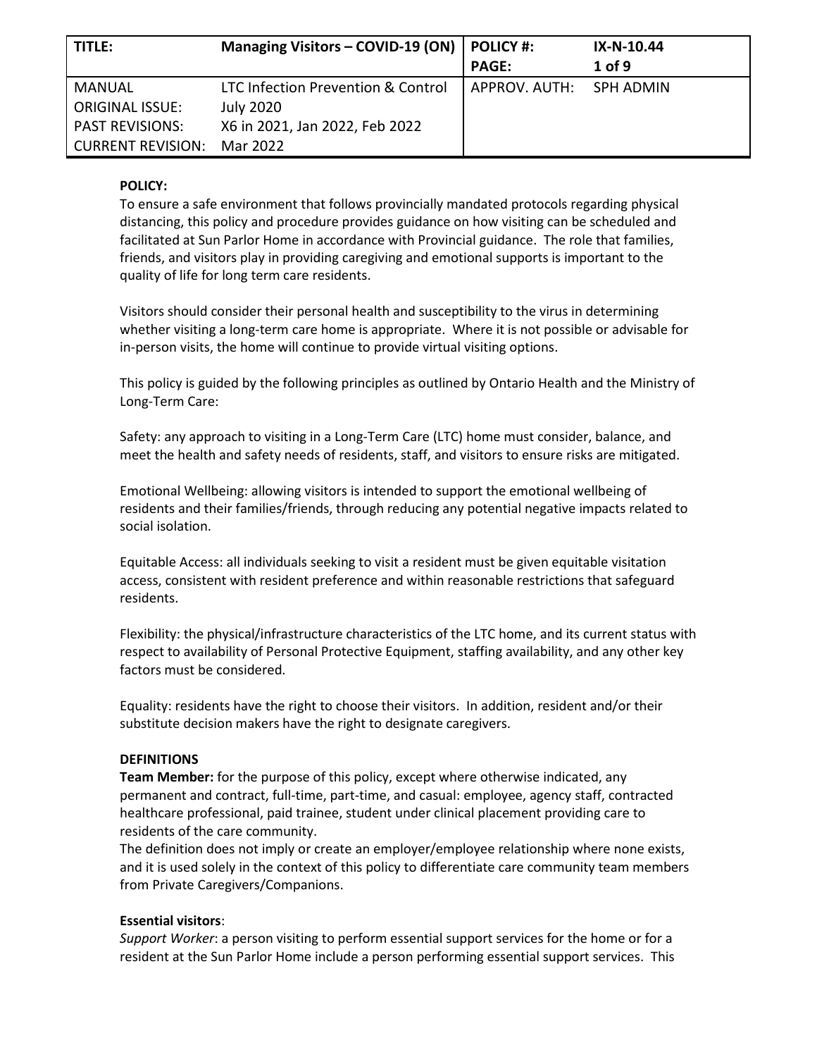| TITLE: | Managing Visitors – COVID-19 (ON) | POLICY #: | IX-N-10.44 |
| --- | --- | --- | --- |
| | | PAGE: | 1 of 9 |
| MANUAL | LTC Infection Prevention & Control | APPROV. AUTH: | SPH ADMIN |
| ORIGINAL ISSUE: | July 2020 | | |
| PAST REVISIONS: | X6 in 2021, Jan 2022, Feb 2022 | | |
| CURRENT REVISION: | Mar 2022 | | |

**POLICY:**

To ensure a safe environment that follows provincially mandated protocols regarding physical distancing, this policy and procedure provides guidance on how visiting can be scheduled and facilitated at Sun Parlor Home in accordance with Provincial guidance. The role that families, friends, and visitors play in providing caregiving and emotional supports is important to the quality of life for long term care residents.

Visitors should consider their personal health and susceptibility to the virus in determining whether visiting a long-term care home is appropriate. Where it is not possible or advisable for in-person visits, the home will continue to provide virtual visiting options.

This policy is guided by the following principles as outlined by Ontario Health and the Ministry of Long-Term Care:

Safety: any approach to visiting in a Long-Term Care (LTC) home must consider, balance, and meet the health and safety needs of residents, staff, and visitors to ensure risks are mitigated.

Emotional Wellbeing: allowing visitors is intended to support the emotional wellbeing of residents and their families/friends, through reducing any potential negative impacts related to social isolation.

Equitable Access: all individuals seeking to visit a resident must be given equitable visitation access, consistent with resident preference and within reasonable restrictions that safeguard residents.

Flexibility: the physical/infrastructure characteristics of the LTC home, and its current status with respect to availability of Personal Protective Equipment, staffing availability, and any other key factors must be considered.

Equality: residents have the right to choose their visitors. In addition, resident and/or their substitute decision makers have the right to designate caregivers.

**DEFINITIONS**

**Team Member:** for the purpose of this policy, except where otherwise indicated, any permanent and contract, full-time, part-time, and casual: employee, agency staff, contracted healthcare professional, paid trainee, student under clinical placement providing care to residents of the care community.

The definition does not imply or create an employer/employee relationship where none exists, and it is used solely in the context of this policy to differentiate care community team members from Private Caregivers/Companions.

**Essential visitors**:

*Support Worker*: a person visiting to perform essential support services for the home or for a resident at the Sun Parlor Home include a person performing essential support services. This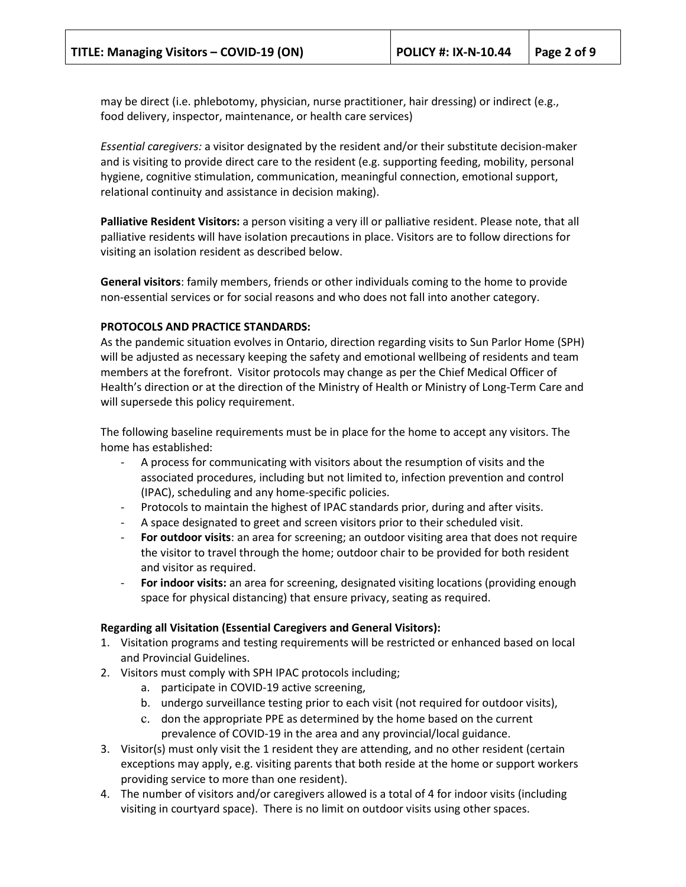may be direct (i.e. phlebotomy, physician, nurse practitioner, hair dressing) or indirect (e.g., food delivery, inspector, maintenance, or health care services)

*Essential caregivers:* a visitor designated by the resident and/or their substitute decision-maker and is visiting to provide direct care to the resident (e.g. supporting feeding, mobility, personal hygiene, cognitive stimulation, communication, meaningful connection, emotional support, relational continuity and assistance in decision making).

**Palliative Resident Visitors:** a person visiting a very ill or palliative resident. Please note, that all palliative residents will have isolation precautions in place. Visitors are to follow directions for visiting an isolation resident as described below.

**General visitors**: family members, friends or other individuals coming to the home to provide non-essential services or for social reasons and who does not fall into another category.

**PROTOCOLS AND PRACTICE STANDARDS:**

As the pandemic situation evolves in Ontario, direction regarding visits to Sun Parlor Home (SPH) will be adjusted as necessary keeping the safety and emotional wellbeing of residents and team members at the forefront. Visitor protocols may change as per the Chief Medical Officer of Health's direction or at the direction of the Ministry of Health or Ministry of Long-Term Care and will supersede this policy requirement.

The following baseline requirements must be in place for the home to accept any visitors. The home has established:

- A process for communicating with visitors about the resumption of visits and the associated procedures, including but not limited to, infection prevention and control (IPAC), scheduling and any home-specific policies.
- Protocols to maintain the highest of IPAC standards prior, during and after visits.
- A space designated to greet and screen visitors prior to their scheduled visit.
- **For outdoor visits**: an area for screening; an outdoor visiting area that does not require the visitor to travel through the home; outdoor chair to be provided for both resident and visitor as required.
- **For indoor visits:** an area for screening, designated visiting locations (providing enough space for physical distancing) that ensure privacy, seating as required.

**Regarding all Visitation (Essential Caregivers and General Visitors):**

1. Visitation programs and testing requirements will be restricted or enhanced based on local and Provincial Guidelines.
2. Visitors must comply with SPH IPAC protocols including;
   a. participate in COVID-19 active screening,
   b. undergo surveillance testing prior to each visit (not required for outdoor visits),
   c. don the appropriate PPE as determined by the home based on the current prevalence of COVID-19 in the area and any provincial/local guidance.
3. Visitor(s) must only visit the 1 resident they are attending, and no other resident (certain exceptions may apply, e.g. visiting parents that both reside at the home or support workers providing service to more than one resident).
4. The number of visitors and/or caregivers allowed is a total of 4 for indoor visits (including visiting in courtyard space). There is no limit on outdoor visits using other spaces.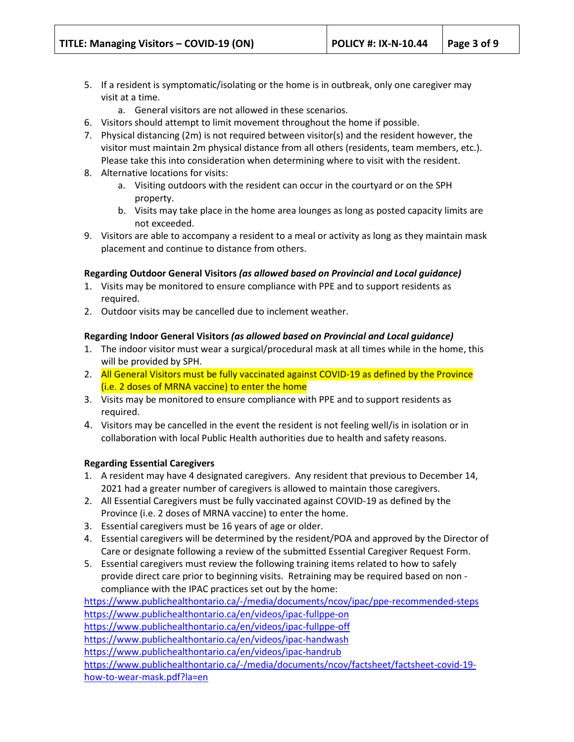5. If a resident is symptomatic/isolating or the home is in outbreak, only one caregiver may visit at a time.
    a. General visitors are not allowed in these scenarios.
6. Visitors should attempt to limit movement throughout the home if possible.
7. Physical distancing (2m) is not required between visitor(s) and the resident however, the visitor must maintain 2m physical distance from all others (residents, team members, etc.). Please take this into consideration when determining where to visit with the resident.
8. Alternative locations for visits:
    a. Visiting outdoors with the resident can occur in the courtyard or on the SPH property.
    b. Visits may take place in the home area lounges as long as posted capacity limits are not exceeded.
9. Visitors are able to accompany a resident to a meal or activity as long as they maintain mask placement and continue to distance from others.

**Regarding Outdoor General Visitors** ***(as allowed based on Provincial and Local guidance)***

1. Visits may be monitored to ensure compliance with PPE and to support residents as required.
2. Outdoor visits may be cancelled due to inclement weather.

**Regarding Indoor General Visitors** ***(as allowed based on Provincial and Local guidance)***

1. The indoor visitor must wear a surgical/procedural mask at all times while in the home, this will be provided by SPH.
2. All General Visitors must be fully vaccinated against COVID-19 as defined by the Province (i.e. 2 doses of MRNA vaccine) to enter the home
3. Visits may be monitored to ensure compliance with PPE and to support residents as required.
4. Visitors may be cancelled in the event the resident is not feeling well/is in isolation or in collaboration with local Public Health authorities due to health and safety reasons.

**Regarding Essential Caregivers**

1. A resident may have 4 designated caregivers. Any resident that previous to December 14, 2021 had a greater number of caregivers is allowed to maintain those caregivers.
2. All Essential Caregivers must be fully vaccinated against COVID-19 as defined by the Province (i.e. 2 doses of MRNA vaccine) to enter the home.
3. Essential caregivers must be 16 years of age or older.
4. Essential caregivers will be determined by the resident/POA and approved by the Director of Care or designate following a review of the submitted Essential Caregiver Request Form.
5. Essential caregivers must review the following training items related to how to safely provide direct care prior to beginning visits. Retraining may be required based on non - compliance with the IPAC practices set out by the home:

https://www.publichealthontario.ca/-/media/documents/ncov/ipac/ppe-recommended-steps
https://www.publichealthontario.ca/en/videos/ipac-fullppe-on
https://www.publichealthontario.ca/en/videos/ipac-fullppe-off
https://www.publichealthontario.ca/en/videos/ipac-handwash
https://www.publichealthontario.ca/en/videos/ipac-handrub
https://www.publichealthontario.ca/-/media/documents/ncov/factsheet/factsheet-covid-19-how-to-wear-mask.pdf?la=en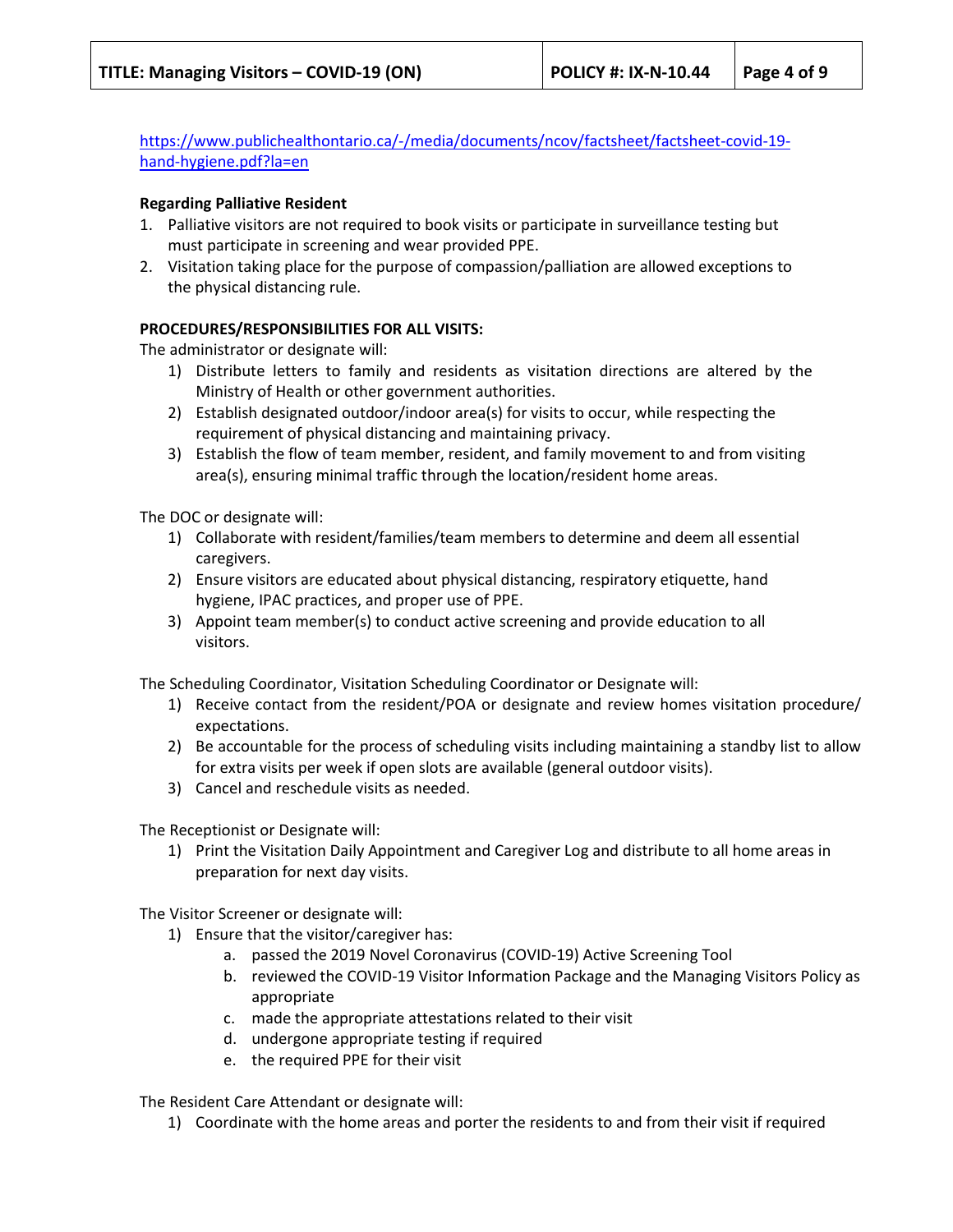https://www.publichealthontario.ca/-/media/documents/ncov/factsheet/factsheet-covid-19-hand-hygiene.pdf?la=en

**Regarding Palliative Resident**

1. Palliative visitors are not required to book visits or participate in surveillance testing but must participate in screening and wear provided PPE.
2. Visitation taking place for the purpose of compassion/palliation are allowed exceptions to the physical distancing rule.

**PROCEDURES/RESPONSIBILITIES FOR ALL VISITS:**

The administrator or designate will:

1) Distribute letters to family and residents as visitation directions are altered by the Ministry of Health or other government authorities.
2) Establish designated outdoor/indoor area(s) for visits to occur, while respecting the requirement of physical distancing and maintaining privacy.
3) Establish the flow of team member, resident, and family movement to and from visiting area(s), ensuring minimal traffic through the location/resident home areas.

The DOC or designate will:

1) Collaborate with resident/families/team members to determine and deem all essential caregivers.
2) Ensure visitors are educated about physical distancing, respiratory etiquette, hand hygiene, IPAC practices, and proper use of PPE.
3) Appoint team member(s) to conduct active screening and provide education to all visitors.

The Scheduling Coordinator, Visitation Scheduling Coordinator or Designate will:

1) Receive contact from the resident/POA or designate and review homes visitation procedure/ expectations.
2) Be accountable for the process of scheduling visits including maintaining a standby list to allow for extra visits per week if open slots are available (general outdoor visits).
3) Cancel and reschedule visits as needed.

The Receptionist or Designate will:

1) Print the Visitation Daily Appointment and Caregiver Log and distribute to all home areas in preparation for next day visits.

The Visitor Screener or designate will:

1) Ensure that the visitor/caregiver has:
   a. passed the 2019 Novel Coronavirus (COVID-19) Active Screening Tool
   b. reviewed the COVID-19 Visitor Information Package and the Managing Visitors Policy as appropriate
   c. made the appropriate attestations related to their visit
   d. undergone appropriate testing if required
   e. the required PPE for their visit

The Resident Care Attendant or designate will:

1) Coordinate with the home areas and porter the residents to and from their visit if required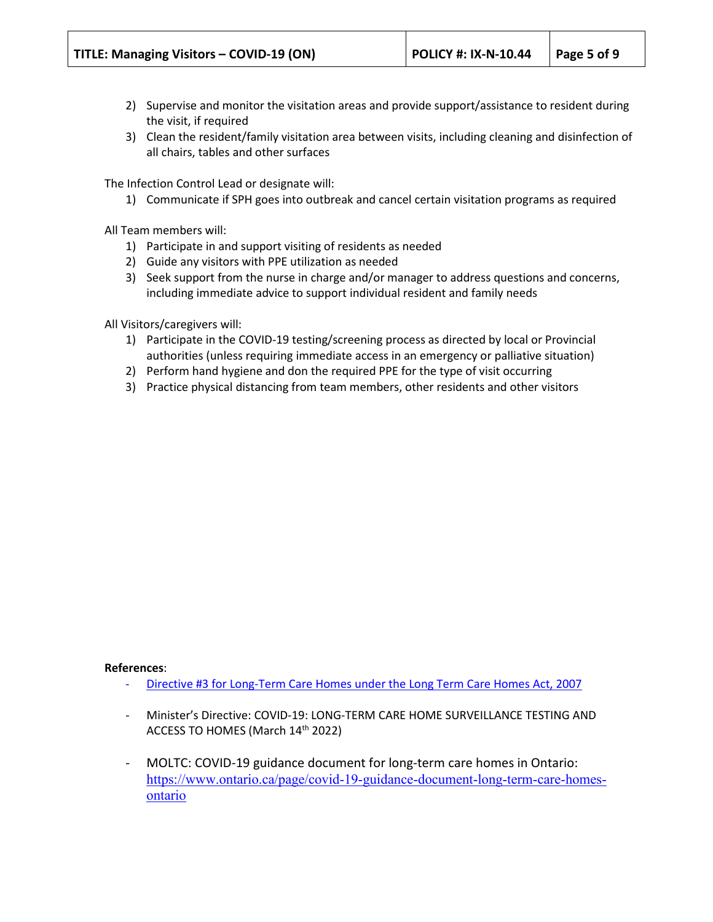2) Supervise and monitor the visitation areas and provide support/assistance to resident during the visit, if required
3) Clean the resident/family visitation area between visits, including cleaning and disinfection of all chairs, tables and other surfaces

The Infection Control Lead or designate will:

1) Communicate if SPH goes into outbreak and cancel certain visitation programs as required

All Team members will:

1) Participate in and support visiting of residents as needed
2) Guide any visitors with PPE utilization as needed
3) Seek support from the nurse in charge and/or manager to address questions and concerns, including immediate advice to support individual resident and family needs

All Visitors/caregivers will:

1) Participate in the COVID-19 testing/screening process as directed by local or Provincial authorities (unless requiring immediate access in an emergency or palliative situation)
2) Perform hand hygiene and don the required PPE for the type of visit occurring
3) Practice physical distancing from team members, other residents and other visitors

**References**:

- Directive #3 for Long-Term Care Homes under the Long Term Care Homes Act, 2007
- Minister's Directive: COVID-19: LONG-TERM CARE HOME SURVEILLANCE TESTING AND ACCESS TO HOMES (March 14th 2022)
- MOLTC: COVID-19 guidance document for long-term care homes in Ontario: https://www.ontario.ca/page/covid-19-guidance-document-long-term-care-homes-ontario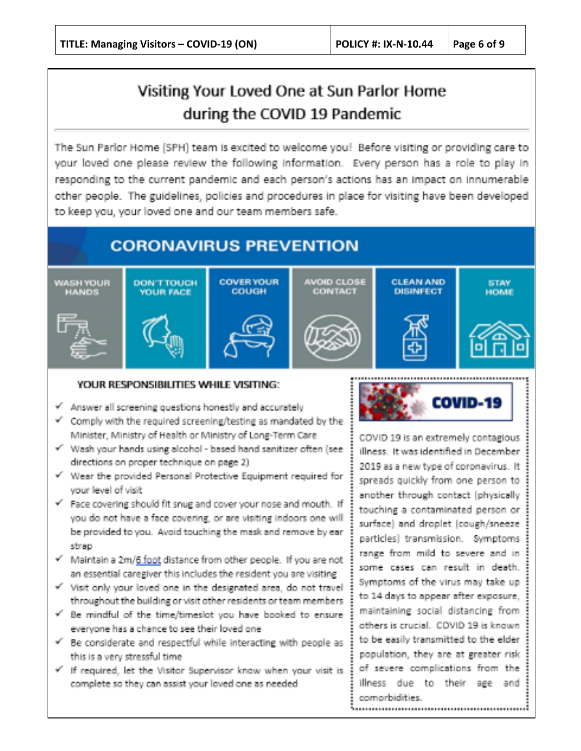# Visiting Your Loved One at Sun Parlor Home during the COVID 19 Pandemic

The Sun Parlor Home (SPH) team is excited to welcome you! Before visiting or providing care to your loved one please review the following information. Every person has a role to play in responding to the current pandemic and each person's actions has an impact on innumerable other people. The guidelines, policies and procedures in place for visiting have been developed to keep you, your loved one and our team members safe.

## CORONAVIRUS PREVENTION

| WASH YOUR HANDS | DON'T TOUCH YOUR FACE | COVER YOUR COUGH | AVOID CLOSE CONTACT | CLEAN AND DISINFECT | STAY HOME |
|---|---|---|---|---|---|

### YOUR RESPONSIBILITIES WHILE VISITING:

- ✓ Answer all screening questions honestly and accurately
- ✓ Comply with the required screening/testing as mandated by the Minister, Ministry of Health or Ministry of Long-Term Care
- ✓ Wash your hands using alcohol - based hand sanitizer often (see directions on proper technique on page 2)
- ✓ Wear the provided Personal Protective Equipment required for your level of visit
- ✓ Face covering should fit snug and cover your nose and mouth. If you do not have a face covering, or are visiting indoors one will be provided to you. Avoid touching the mask and remove by ear strap
- ✓ Maintain a 2m/6 foot distance from other people. If you are not an essential caregiver this includes the resident you are visiting
- ✓ Visit only your loved one in the designated area, do not travel throughout the building or visit other residents or team members
- ✓ Be mindful of the time/timeslot you have booked to ensure everyone has a chance to see their loved one
- ✓ Be considerate and respectful while interacting with people as this is a very stressful time
- ✓ If required, let the Visitor Supervisor know when your visit is complete so they can assist your loved one as needed

### COVID-19

COVID 19 is an extremely contagious illness. It was identified in December 2019 as a new type of coronavirus. It spreads quickly from one person to another through contact (physically touching a contaminated person or surface) and droplet (cough/sneeze particles) transmission. Symptoms range from mild to severe and in some cases can result in death. Symptoms of the virus may take up to 14 days to appear after exposure, maintaining social distancing from others is crucial. COVID 19 is known to be easily transmitted to the elder population, they are at greater risk of severe complications from the illness due to their age and comorbidities.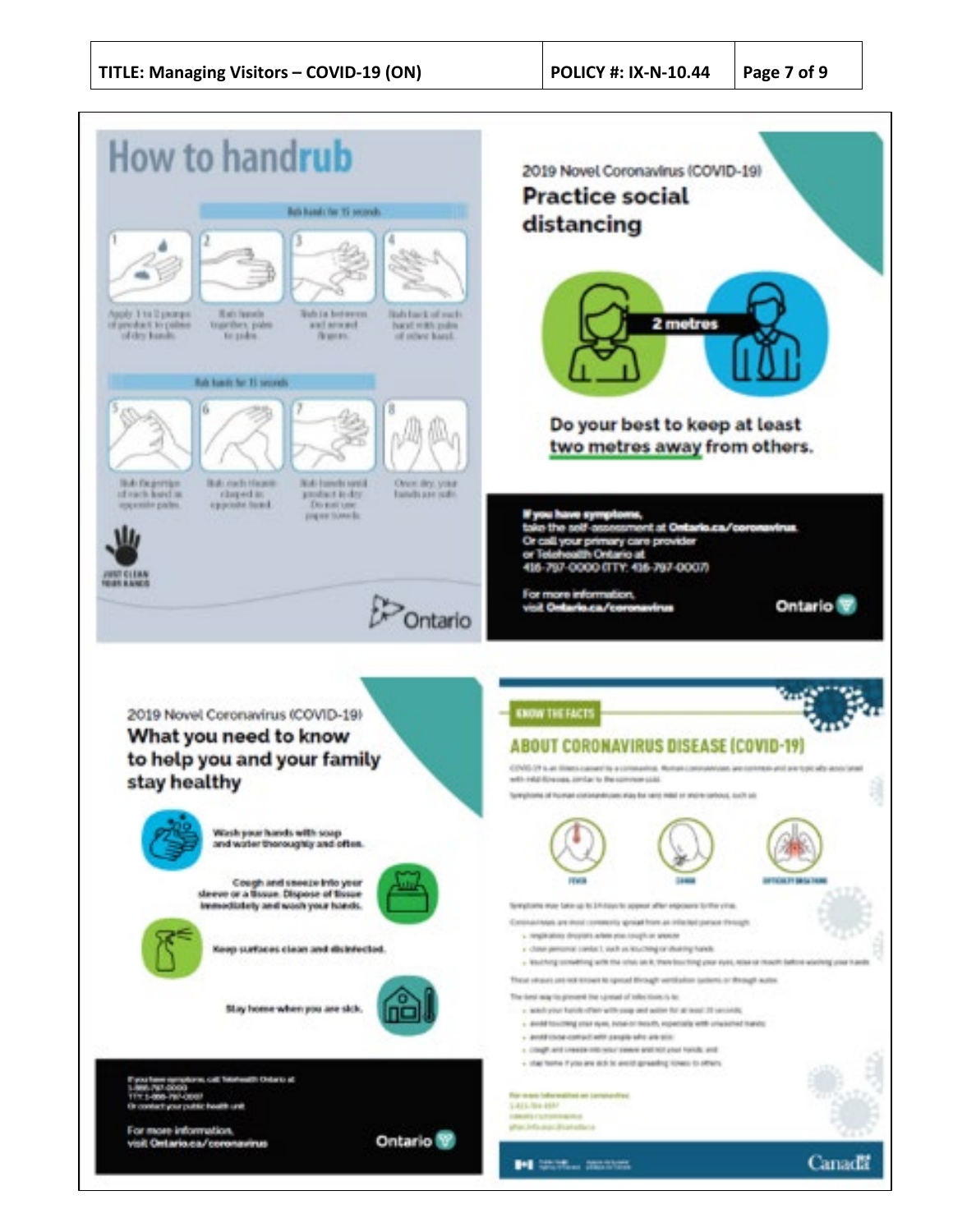# How to handrub

Rub hands for 15 seconds

1. Apply 1 to 2 pumps of product to palms of dry hands.
2. Rub hands together, palm to palm.
3. Rub in between and around fingers.
4. Rub back of each hand with palm of other hand.

Rub hands for 15 seconds

5. Rub fingertips of each hand in opposite palm.
6. Rub each thumb clasped in opposite hand.
7. Rub hands until product is dry. Do not use paper towels.
8. Once dry, your hands are safe.

JUST CLEAN YOUR HANDS

Ontario

2019 Novel Coronavirus (COVID-19)

## Practice social distancing

2 metres

**Do your best to keep at least two metres away from others.**

**If you have symptoms,** take the self-assessment at **Ontario.ca/coronavirus**. Or call your primary care provider or Telehealth Ontario at 416-797-0000 (TTY: 416-797-0007)

For more information, visit **Ontario.ca/coronavirus**

Ontario

2019 Novel Coronavirus (COVID-19)

## What you need to know to help you and your family stay healthy

**Wash your hands with soap and water thoroughly and often.**

**Cough and sneeze into your sleeve or a tissue. Dispose of tissue immediately and wash your hands.**

**Keep surfaces clean and disinfected.**

**Stay home when you are sick.**

If you have symptoms, call Telehealth Ontario at 1-866-797-0000
TTY: 1-866-797-0007
Or contact your public health unit

For more information, visit Ontario.ca/coronavirus

Ontario

KNOW THE FACTS

## ABOUT CORONAVIRUS DISEASE (COVID-19)

COVID-19 is an illness caused by a coronavirus. Human coronaviruses are common and are typically associated with mild illnesses, similar to the common cold.

Symptoms of human coronaviruses may be very mild or more serious, such as:

FEVER | COUGH | DIFFICULTY BREATHING

Symptoms may take up to 14 days to appear after exposure to the virus.

Coronaviruses are most commonly spread from an infected person through:

- respiratory droplets when you cough or sneeze
- close personal contact, such as touching or shaking hands
- touching something with the virus on it, then touching your eyes, nose or mouth before washing your hands

These viruses are not known to spread through ventilation systems or through water.

The best way to prevent the spread of infections is to:

- wash your hands often with soap and water for at least 20 seconds
- avoid touching your eyes, nose or mouth, especially with unwashed hands
- avoid close contact with people who are sick
- cough and sneeze into your sleeve and not your hands, and
- stay home if you are sick to avoid spreading illness to others

For more information on coronavirus:
1-833-784-4397
canada.ca/coronavirus
phac.info.aspc@canada.ca

Canada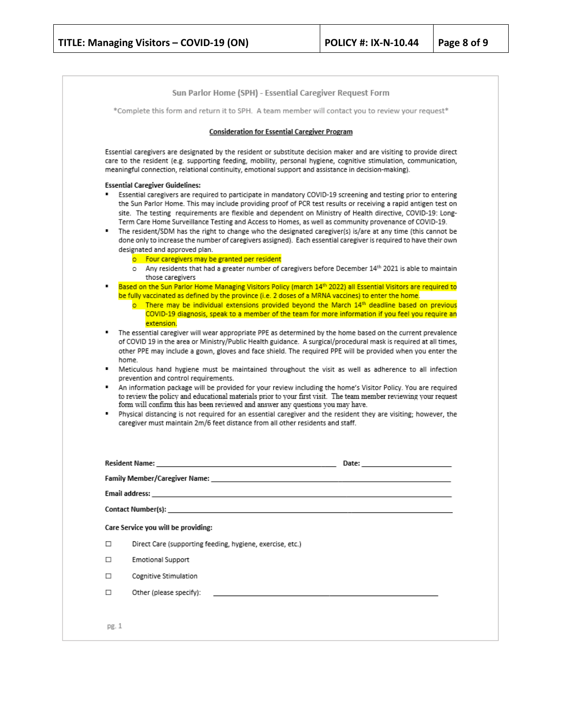## Sun Parlor Home (SPH) - Essential Caregiver Request Form

*Complete this form and return it to SPH. A team member will contact you to review your request*

**Consideration for Essential Caregiver Program**

Essential caregivers are designated by the resident or substitute decision maker and are visiting to provide direct care to the resident (e.g. supporting feeding, mobility, personal hygiene, cognitive stimulation, communication, meaningful connection, relational continuity, emotional support and assistance in decision-making).

**Essential Caregiver Guidelines:**

- Essential caregivers are required to participate in mandatory COVID-19 screening and testing prior to entering the Sun Parlor Home. This may include providing proof of PCR test results or receiving a rapid antigen test on site. The testing requirements are flexible and dependent on Ministry of Health directive, COVID-19: Long-Term Care Home Surveillance Testing and Access to Homes, as well as community provenance of COVID-19.
- The resident/SDM has the right to change who the designated caregiver(s) is/are at any time (this cannot be done only to increase the number of caregivers assigned). Each essential caregiver is required to have their own designated and approved plan.
  - Four caregivers may be granted per resident
  - Any residents that had a greater number of caregivers before December 14th 2021 is able to maintain those caregivers
- Based on the Sun Parlor Home Managing Visitors Policy (march 14th 2022) all Essential Visitors are required to be fully vaccinated as defined by the province (i.e. 2 doses of a MRNA vaccines) to enter the home.
  - There may be individual extensions provided beyond the March 14th deadline based on previous COVID-19 diagnosis, speak to a member of the team for more information if you feel you require an extension.
- The essential caregiver will wear appropriate PPE as determined by the home based on the current prevalence of COVID 19 in the area or Ministry/Public Health guidance. A surgical/procedural mask is required at all times, other PPE may include a gown, gloves and face shield. The required PPE will be provided when you enter the home.
- Meticulous hand hygiene must be maintained throughout the visit as well as adherence to all infection prevention and control requirements.
- An information package will be provided for your review including the home's Visitor Policy. You are required to review the policy and educational materials prior to your first visit. The team member reviewing your request form will confirm this has been reviewed and answer any questions you may have.
- Physical distancing is not required for an essential caregiver and the resident they are visiting; however, the caregiver must maintain 2m/6 feet distance from all other residents and staff.

**Resident Name:** ______________________________ **Date:** ________________

**Family Member/Caregiver Name:** ______________________________________

**Email address:** ______________________________________________

**Contact Number(s):** ___________________________________________

**Care Service you will be providing:**

☐ Direct Care (supporting feeding, hygiene, exercise, etc.)

☐ Emotional Support

☐ Cognitive Stimulation

☐ Other (please specify): ______________________________________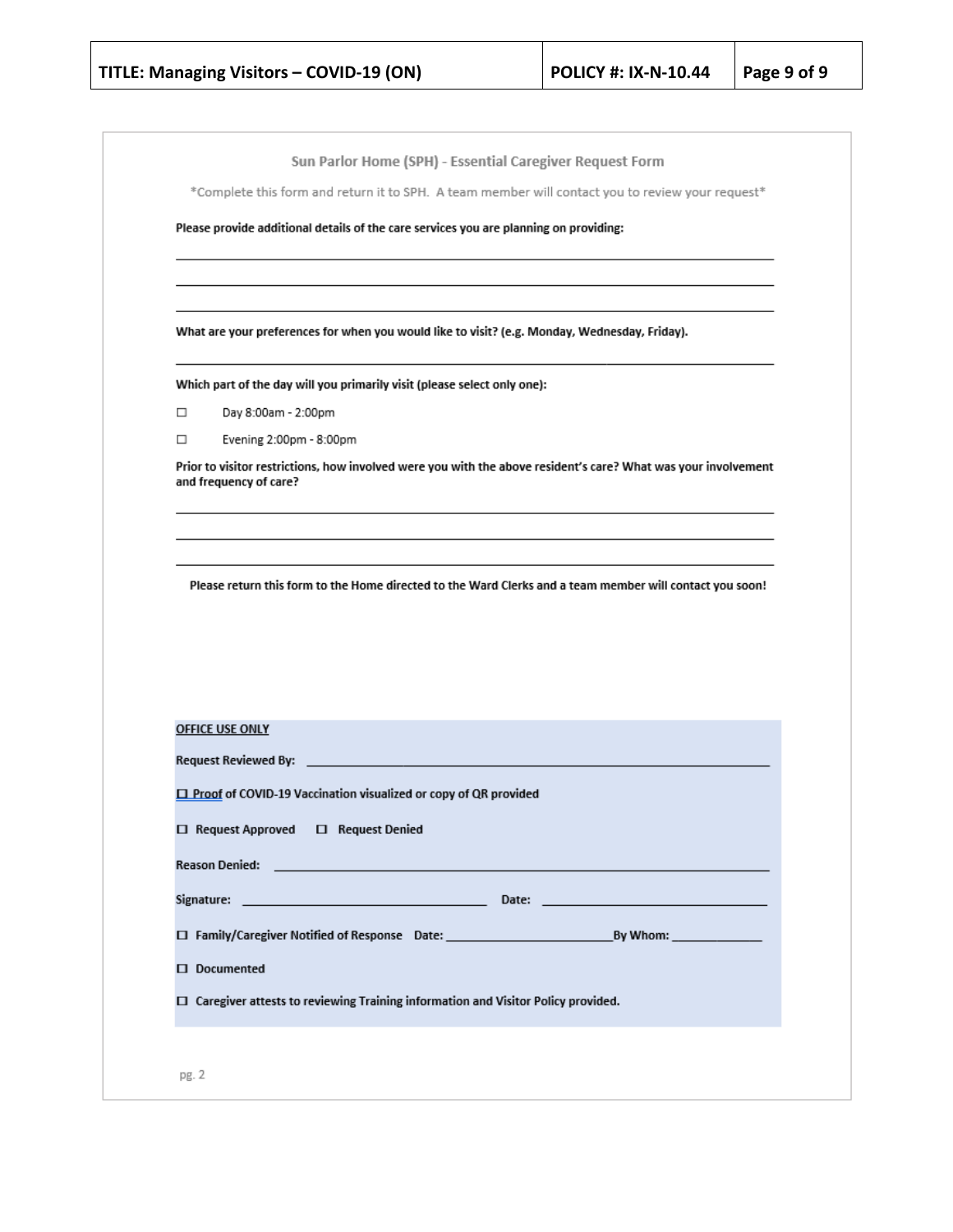## Sun Parlor Home (SPH) - Essential Caregiver Request Form

*Complete this form and return it to SPH.  A team member will contact you to review your request*

**Please provide additional details of the care services you are planning on providing:**

______________________________________________________________________________

______________________________________________________________________________

______________________________________________________________________________

**What are your preferences for when you would like to visit? (e.g. Monday, Wednesday, Friday).**

______________________________________________________________________________

**Which part of the day will you primarily visit (please select only one):**

☐ Day 8:00am - 2:00pm

☐ Evening 2:00pm - 8:00pm

**Prior to visitor restrictions, how involved were you with the above resident's care? What was your involvement and frequency of care?**

______________________________________________________________________________

______________________________________________________________________________

______________________________________________________________________________

**Please return this form to the Home directed to the Ward Clerks and a team member will contact you soon!**

**OFFICE USE ONLY**

**Request Reviewed By:** ______________________________________________

☐ **Proof of COVID-19 Vaccination visualized or copy of QR provided**

☐ **Request Approved** ☐ **Request Denied**

**Reason Denied:** ______________________________________________

**Signature:** ______________________ **Date:** ______________________

☐ **Family/Caregiver Notified of Response Date:** ______________ **By Whom:** __________

☐ **Documented**

☐ **Caregiver attests to reviewing Training information and Visitor Policy provided.**

pg. 2